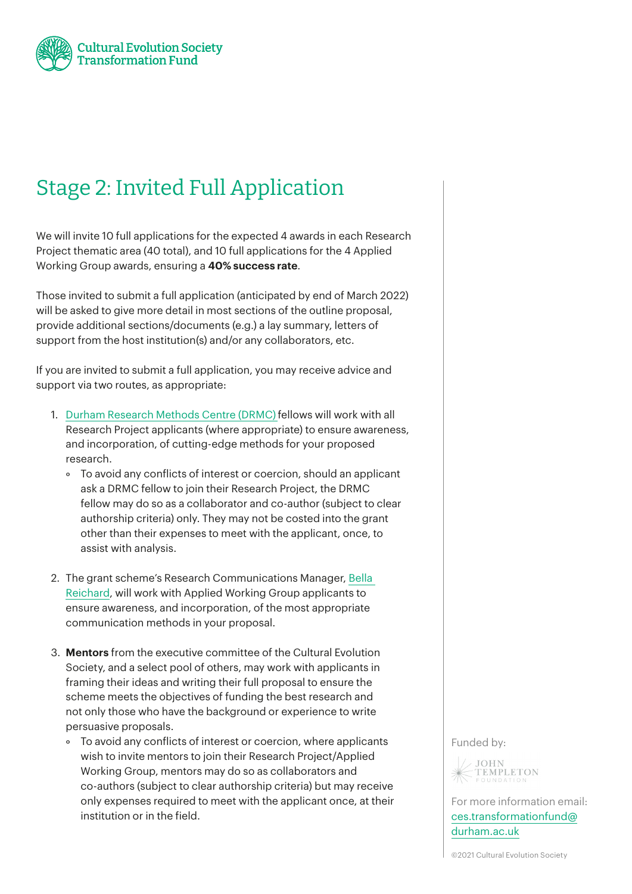Cultural Evolution Society Transformation Fund

# Stage 2: Invited Full Application

We will invite 10 full applications for the expected 4 awards in each Research Project thematic area (40 total), and 10 full applications for the 4 Applied Working Group awards, ensuring a **40% success rate**.

Those invited to submit a full application (anticipated by end of March 2022) will be asked to give more detail in most sections of the outline proposal, provide additional sections/documents (e.g.) a lay summary, letters of support from the host institution(s) and/or any collaborators, etc.

If you are invited to submit a full application, you may receive advice and support via two routes, as appropriate:

1. Durham Research Methods Centre (DRMC) fellows will work with all Research Project applicants (where appropriate) to ensure awareness, and incorporation, of cutting-edge methods for your proposed research.
   - To avoid any conflicts of interest or coercion, should an applicant ask a DRMC fellow to join their Research Project, the DRMC fellow may do so as a collaborator and co-author (subject to clear authorship criteria) only. They may not be costed into the grant other than their expenses to meet with the applicant, once, to assist with analysis.

2. The grant scheme's Research Communications Manager, Bella Reichard, will work with Applied Working Group applicants to ensure awareness, and incorporation, of the most appropriate communication methods in your proposal.

3. **Mentors** from the executive committee of the Cultural Evolution Society, and a select pool of others, may work with applicants in framing their ideas and writing their full proposal to ensure the scheme meets the objectives of funding the best research and not only those who have the background or experience to write persuasive proposals.
   - To avoid any conflicts of interest or coercion, where applicants wish to invite mentors to join their Research Project/Applied Working Group, mentors may do so as collaborators and co-authors (subject to clear authorship criteria) but may receive only expenses required to meet with the applicant once, at their institution or in the field.

Funded by: John Templeton Foundation

For more information email: ces.transformationfund@durham.ac.uk

©2021 Cultural Evolution Society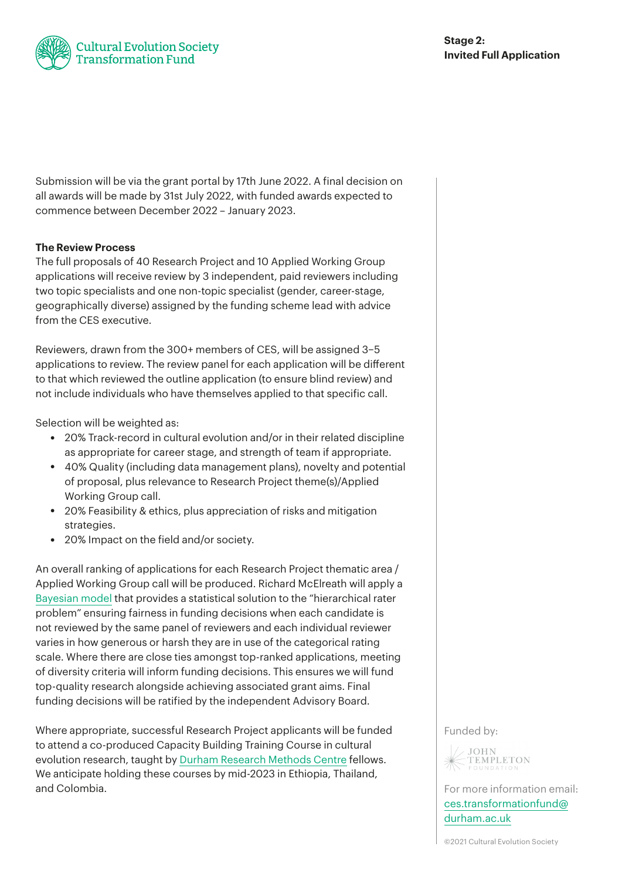Submission will be via the grant portal by 17th June 2022. A final decision on all awards will be made by 31st July 2022, with funded awards expected to commence between December 2022 – January 2023.

**The Review Process**

The full proposals of 40 Research Project and 10 Applied Working Group applications will receive review by 3 independent, paid reviewers including two topic specialists and one non-topic specialist (gender, career-stage, geographically diverse) assigned by the funding scheme lead with advice from the CES executive.

Reviewers, drawn from the 300+ members of CES, will be assigned 3–5 applications to review. The review panel for each application will be different to that which reviewed the outline application (to ensure blind review) and not include individuals who have themselves applied to that specific call.

Selection will be weighted as:

- 20% Track-record in cultural evolution and/or in their related discipline as appropriate for career stage, and strength of team if appropriate.
- 40% Quality (including data management plans), novelty and potential of proposal, plus relevance to Research Project theme(s)/Applied Working Group call.
- 20% Feasibility & ethics, plus appreciation of risks and mitigation strategies.
- 20% Impact on the field and/or society.

An overall ranking of applications for each Research Project thematic area / Applied Working Group call will be produced. Richard McElreath will apply a Bayesian model that provides a statistical solution to the "hierarchical rater problem" ensuring fairness in funding decisions when each candidate is not reviewed by the same panel of reviewers and each individual reviewer varies in how generous or harsh they are in use of the categorical rating scale. Where there are close ties amongst top-ranked applications, meeting of diversity criteria will inform funding decisions. This ensures we will fund top-quality research alongside achieving associated grant aims. Final funding decisions will be ratified by the independent Advisory Board.

Where appropriate, successful Research Project applicants will be funded to attend a co-produced Capacity Building Training Course in cultural evolution research, taught by Durham Research Methods Centre fellows. We anticipate holding these courses by mid-2023 in Ethiopia, Thailand, and Colombia.

Funded by: John Templeton Foundation

For more information email: ces.transformationfund@durham.ac.uk